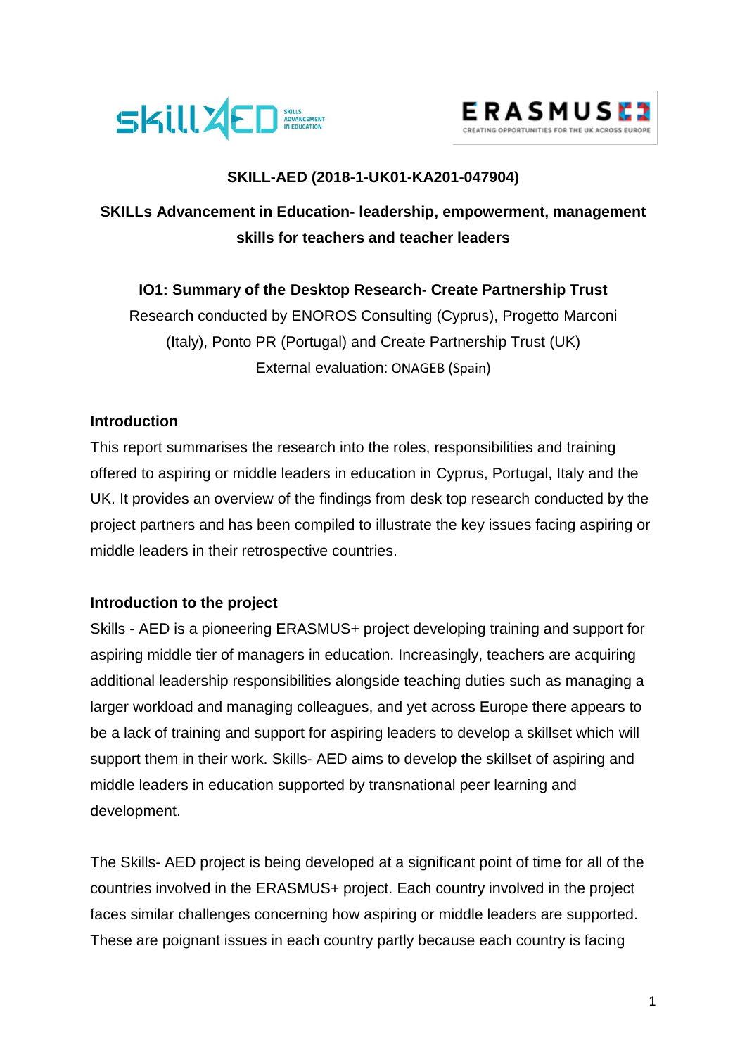**SKILL-AED (2018-1-UK01-KA201-047904)**

**SKILLs Advancement in Education- leadership, empowerment, management skills for teachers and teacher leaders**

**IO1: Summary of the Desktop Research- Create Partnership Trust**

Research conducted by ENOROS Consulting (Cyprus), Progetto Marconi (Italy), Ponto PR (Portugal) and Create Partnership Trust (UK)

External evaluation: ONAGEB (Spain)

## Introduction

This report summarises the research into the roles, responsibilities and training offered to aspiring or middle leaders in education in Cyprus, Portugal, Italy and the UK. It provides an overview of the findings from desk top research conducted by the project partners and has been compiled to illustrate the key issues facing aspiring or middle leaders in their retrospective countries.

## Introduction to the project

Skills - AED is a pioneering ERASMUS+ project developing training and support for aspiring middle tier of managers in education. Increasingly, teachers are acquiring additional leadership responsibilities alongside teaching duties such as managing a larger workload and managing colleagues, and yet across Europe there appears to be a lack of training and support for aspiring leaders to develop a skillset which will support them in their work. Skills- AED aims to develop the skillset of aspiring and middle leaders in education supported by transnational peer learning and development.

The Skills- AED project is being developed at a significant point of time for all of the countries involved in the ERASMUS+ project. Each country involved in the project faces similar challenges concerning how aspiring or middle leaders are supported. These are poignant issues in each country partly because each country is facing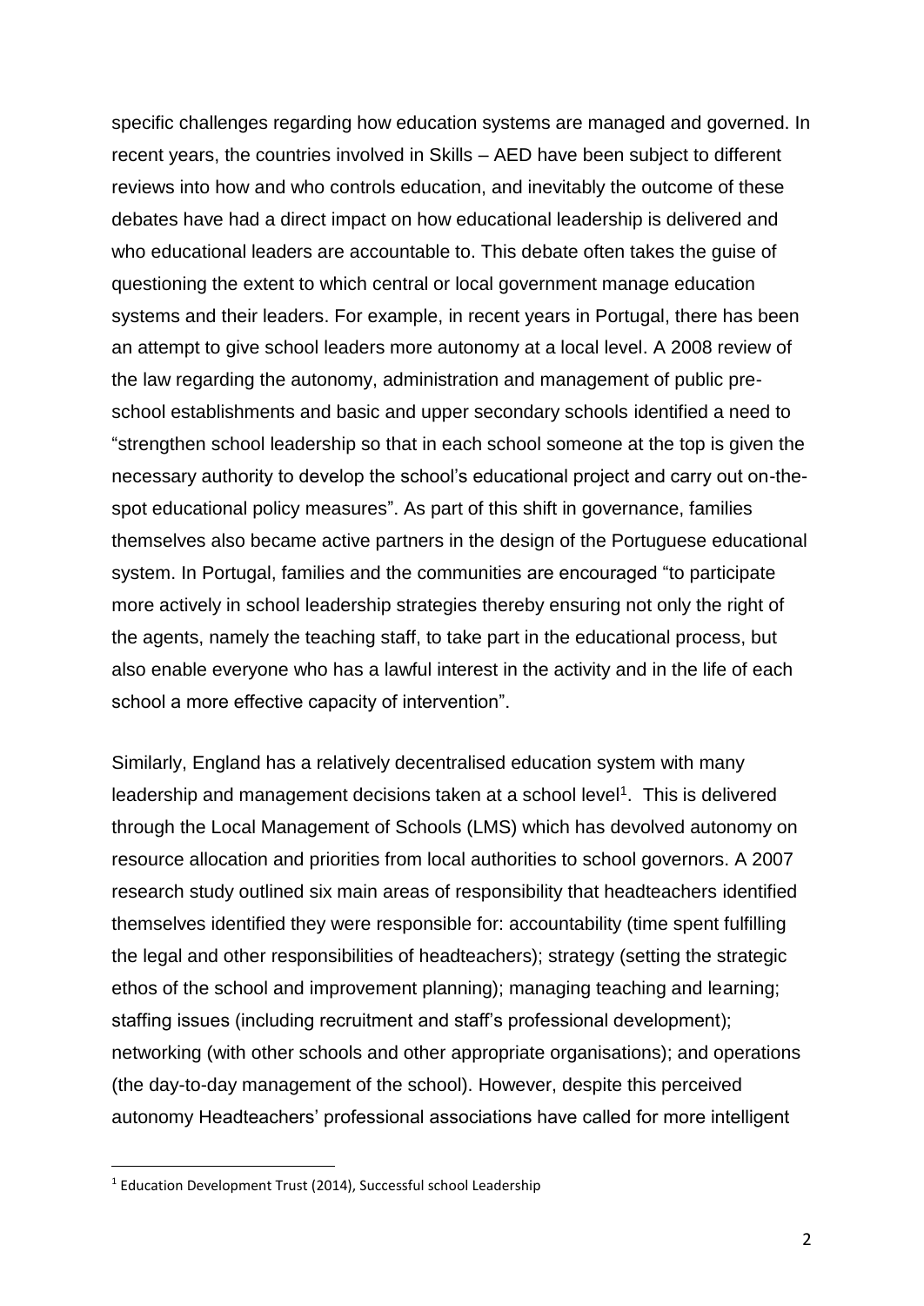specific challenges regarding how education systems are managed and governed. In recent years, the countries involved in Skills – AED have been subject to different reviews into how and who controls education, and inevitably the outcome of these debates have had a direct impact on how educational leadership is delivered and who educational leaders are accountable to. This debate often takes the guise of questioning the extent to which central or local government manage education systems and their leaders. For example, in recent years in Portugal, there has been an attempt to give school leaders more autonomy at a local level. A 2008 review of the law regarding the autonomy, administration and management of public pre-school establishments and basic and upper secondary schools identified a need to "strengthen school leadership so that in each school someone at the top is given the necessary authority to develop the school's educational project and carry out on-the-spot educational policy measures". As part of this shift in governance, families themselves also became active partners in the design of the Portuguese educational system. In Portugal, families and the communities are encouraged "to participate more actively in school leadership strategies thereby ensuring not only the right of the agents, namely the teaching staff, to take part in the educational process, but also enable everyone who has a lawful interest in the activity and in the life of each school a more effective capacity of intervention".

Similarly, England has a relatively decentralised education system with many leadership and management decisions taken at a school level[1]. This is delivered through the Local Management of Schools (LMS) which has devolved autonomy on resource allocation and priorities from local authorities to school governors. A 2007 research study outlined six main areas of responsibility that headteachers identified themselves identified they were responsible for: accountability (time spent fulfilling the legal and other responsibilities of headteachers); strategy (setting the strategic ethos of the school and improvement planning); managing teaching and learning; staffing issues (including recruitment and staff's professional development); networking (with other schools and other appropriate organisations); and operations (the day-to-day management of the school). However, despite this perceived autonomy Headteachers' professional associations have called for more intelligent

[1] Education Development Trust (2014), Successful school Leadership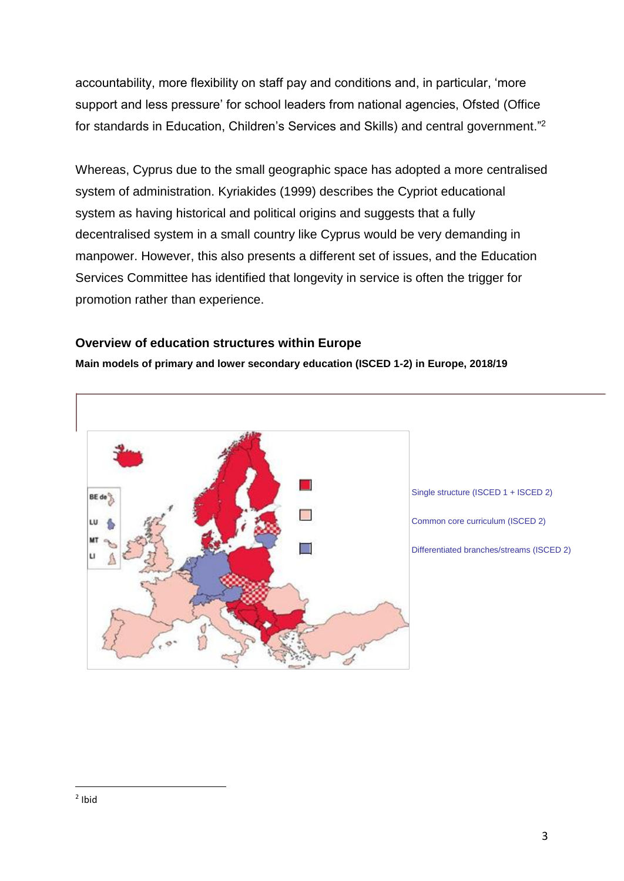accountability, more flexibility on staff pay and conditions and, in particular, 'more support and less pressure' for school leaders from national agencies, Ofsted (Office for standards in Education, Children's Services and Skills) and central government."[2]

Whereas, Cyprus due to the small geographic space has adopted a more centralised system of administration. Kyriakides (1999) describes the Cypriot educational system as having historical and political origins and suggests that a fully decentralised system in a small country like Cyprus would be very demanding in manpower. However, this also presents a different set of issues, and the Education Services Committee has identified that longevity in service is often the trigger for promotion rather than experience.

### Overview of education structures within Europe

**Main models of primary and lower secondary education (ISCED 1-2) in Europe, 2018/19**

BE de
LU
MT
LI

Single structure (ISCED 1 + ISCED 2)

Common core curriculum (ISCED 2)

Differentiated branches/streams (ISCED 2)

---

[2] Ibid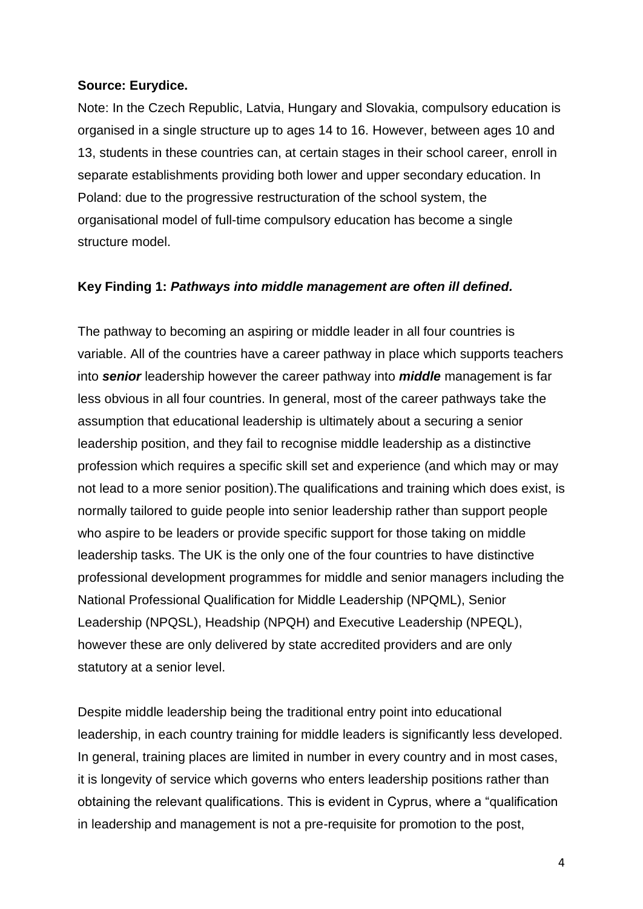**Source: Eurydice.**

Note: In the Czech Republic, Latvia, Hungary and Slovakia, compulsory education is organised in a single structure up to ages 14 to 16. However, between ages 10 and 13, students in these countries can, at certain stages in their school career, enroll in separate establishments providing both lower and upper secondary education. In Poland: due to the progressive restructuration of the school system, the organisational model of full-time compulsory education has become a single structure model.

**Key Finding 1:** ***Pathways into middle management are often ill defined.***

The pathway to becoming an aspiring or middle leader in all four countries is variable. All of the countries have a career pathway in place which supports teachers into ***senior*** leadership however the career pathway into ***middle*** management is far less obvious in all four countries. In general, most of the career pathways take the assumption that educational leadership is ultimately about a securing a senior leadership position, and they fail to recognise middle leadership as a distinctive profession which requires a specific skill set and experience (and which may or may not lead to a more senior position).The qualifications and training which does exist, is normally tailored to guide people into senior leadership rather than support people who aspire to be leaders or provide specific support for those taking on middle leadership tasks. The UK is the only one of the four countries to have distinctive professional development programmes for middle and senior managers including the National Professional Qualification for Middle Leadership (NPQML), Senior Leadership (NPQSL), Headship (NPQH) and Executive Leadership (NPEQL), however these are only delivered by state accredited providers and are only statutory at a senior level.

Despite middle leadership being the traditional entry point into educational leadership, in each country training for middle leaders is significantly less developed. In general, training places are limited in number in every country and in most cases, it is longevity of service which governs who enters leadership positions rather than obtaining the relevant qualifications. This is evident in Cyprus, where a "qualification in leadership and management is not a pre-requisite for promotion to the post,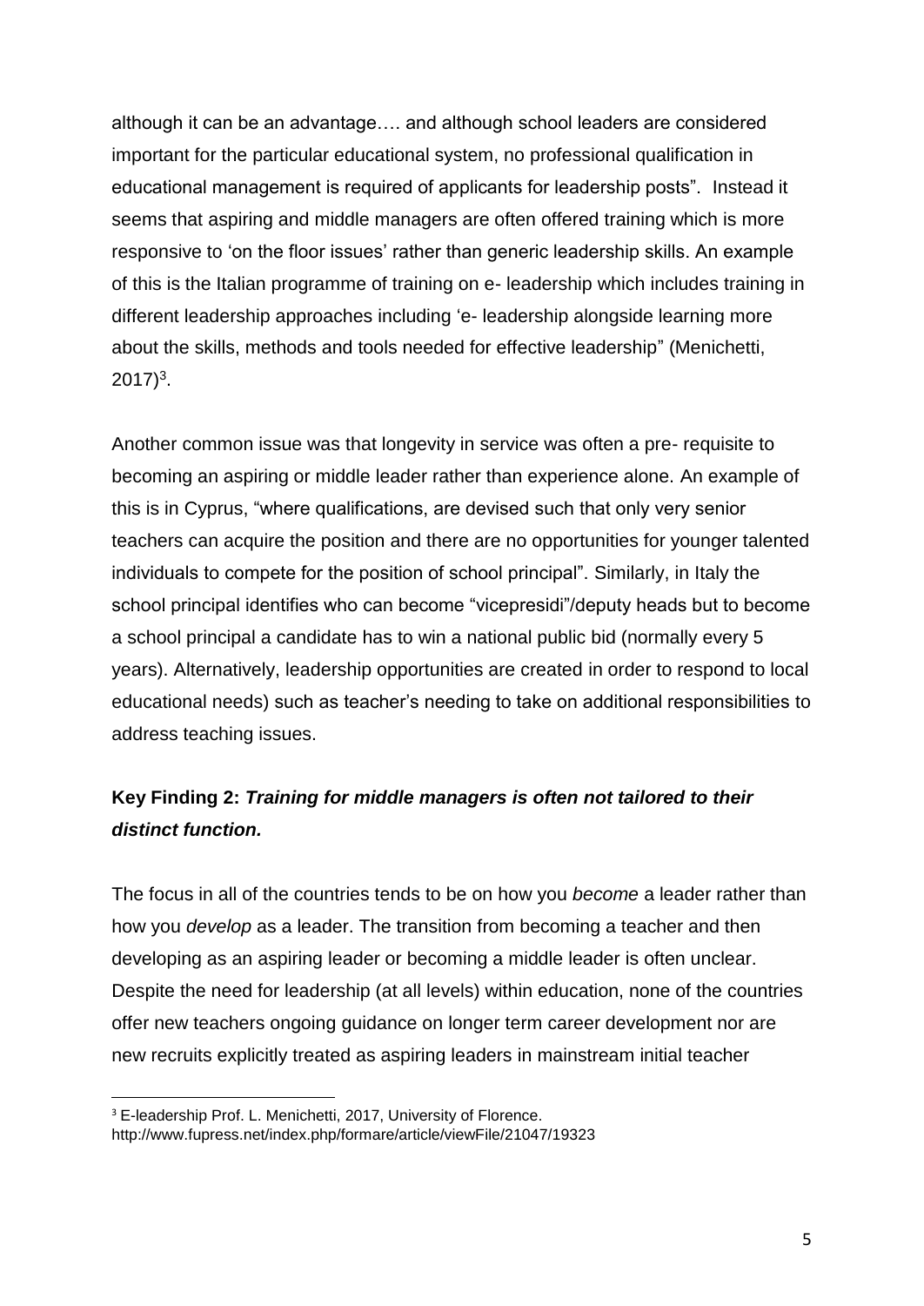although it can be an advantage…. and although school leaders are considered important for the particular educational system, no professional qualification in educational management is required of applicants for leadership posts". Instead it seems that aspiring and middle managers are often offered training which is more responsive to 'on the floor issues' rather than generic leadership skills. An example of this is the Italian programme of training on e- leadership which includes training in different leadership approaches including 'e- leadership alongside learning more about the skills, methods and tools needed for effective leadership" (Menichetti, 2017)[3].

Another common issue was that longevity in service was often a pre- requisite to becoming an aspiring or middle leader rather than experience alone. An example of this is in Cyprus, "where qualifications, are devised such that only very senior teachers can acquire the position and there are no opportunities for younger talented individuals to compete for the position of school principal". Similarly, in Italy the school principal identifies who can become "vicepresidi"/deputy heads but to become a school principal a candidate has to win a national public bid (normally every 5 years). Alternatively, leadership opportunities are created in order to respond to local educational needs) such as teacher's needing to take on additional responsibilities to address teaching issues.

**Key Finding 2:** ***Training for middle managers is often not tailored to their distinct function.***

The focus in all of the countries tends to be on how you *become* a leader rather than how you *develop* as a leader. The transition from becoming a teacher and then developing as an aspiring leader or becoming a middle leader is often unclear. Despite the need for leadership (at all levels) within education, none of the countries offer new teachers ongoing guidance on longer term career development nor are new recruits explicitly treated as aspiring leaders in mainstream initial teacher

---

[3] E-leadership Prof. L. Menichetti, 2017, University of Florence. http://www.fupress.net/index.php/formare/article/viewFile/21047/19323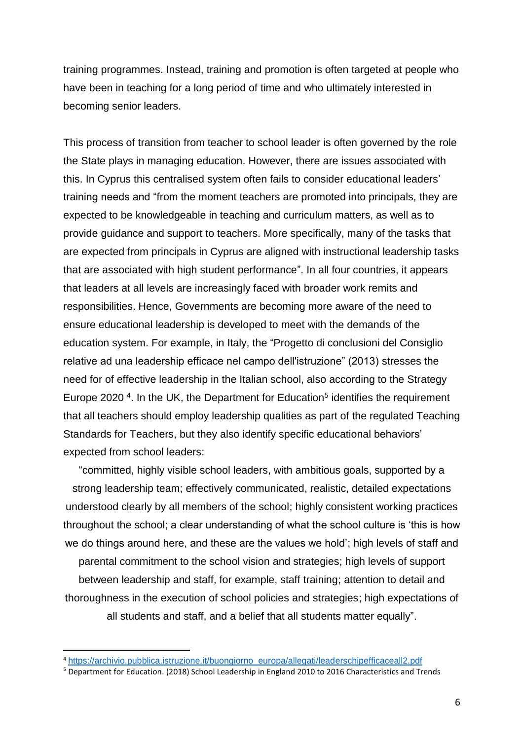training programmes. Instead, training and promotion is often targeted at people who have been in teaching for a long period of time and who ultimately interested in becoming senior leaders.

This process of transition from teacher to school leader is often governed by the role the State plays in managing education. However, there are issues associated with this. In Cyprus this centralised system often fails to consider educational leaders' training needs and "from the moment teachers are promoted into principals, they are expected to be knowledgeable in teaching and curriculum matters, as well as to provide guidance and support to teachers. More specifically, many of the tasks that are expected from principals in Cyprus are aligned with instructional leadership tasks that are associated with high student performance". In all four countries, it appears that leaders at all levels are increasingly faced with broader work remits and responsibilities. Hence, Governments are becoming more aware of the need to ensure educational leadership is developed to meet with the demands of the education system. For example, in Italy, the "Progetto di conclusioni del Consiglio relative ad una leadership efficace nel campo dell'istruzione" (2013) stresses the need for of effective leadership in the Italian school, also according to the Strategy Europe 2020 [4]. In the UK, the Department for Education[5] identifies the requirement that all teachers should employ leadership qualities as part of the regulated Teaching Standards for Teachers, but they also identify specific educational behaviors' expected from school leaders:

> "committed, highly visible school leaders, with ambitious goals, supported by a strong leadership team; effectively communicated, realistic, detailed expectations understood clearly by all members of the school; highly consistent working practices throughout the school; a clear understanding of what the school culture is 'this is how we do things around here, and these are the values we hold'; high levels of staff and parental commitment to the school vision and strategies; high levels of support between leadership and staff, for example, staff training; attention to detail and thoroughness in the execution of school policies and strategies; high expectations of all students and staff, and a belief that all students matter equally".

---

[4] https://archivio.pubblica.istruzione.it/buongiorno_europa/allegati/leaderschipefficaceall2.pdf

[5] Department for Education. (2018) School Leadership in England 2010 to 2016 Characteristics and Trends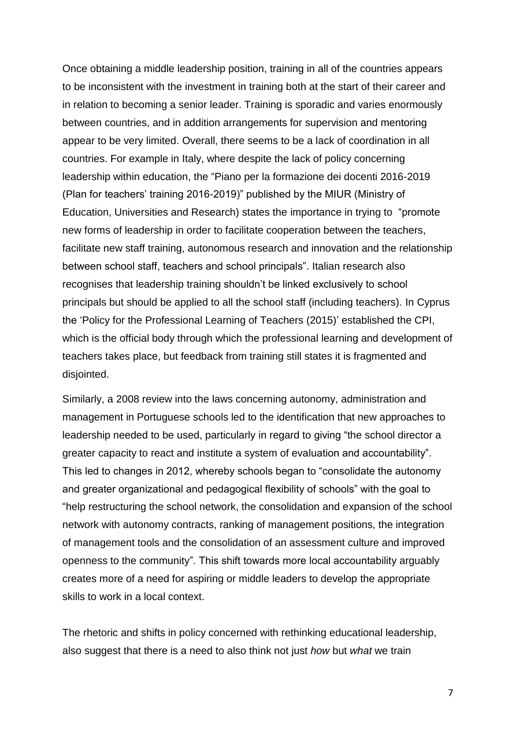Once obtaining a middle leadership position, training in all of the countries appears to be inconsistent with the investment in training both at the start of their career and in relation to becoming a senior leader. Training is sporadic and varies enormously between countries, and in addition arrangements for supervision and mentoring appear to be very limited. Overall, there seems to be a lack of coordination in all countries. For example in Italy, where despite the lack of policy concerning leadership within education, the "Piano per la formazione dei docenti 2016-2019 (Plan for teachers' training 2016-2019)" published by the MIUR (Ministry of Education, Universities and Research) states the importance in trying to "promote new forms of leadership in order to facilitate cooperation between the teachers, facilitate new staff training, autonomous research and innovation and the relationship between school staff, teachers and school principals". Italian research also recognises that leadership training shouldn't be linked exclusively to school principals but should be applied to all the school staff (including teachers). In Cyprus the 'Policy for the Professional Learning of Teachers (2015)' established the CPI, which is the official body through which the professional learning and development of teachers takes place, but feedback from training still states it is fragmented and disjointed.

Similarly, a 2008 review into the laws concerning autonomy, administration and management in Portuguese schools led to the identification that new approaches to leadership needed to be used, particularly in regard to giving "the school director a greater capacity to react and institute a system of evaluation and accountability". This led to changes in 2012, whereby schools began to "consolidate the autonomy and greater organizational and pedagogical flexibility of schools" with the goal to "help restructuring the school network, the consolidation and expansion of the school network with autonomy contracts, ranking of management positions, the integration of management tools and the consolidation of an assessment culture and improved openness to the community". This shift towards more local accountability arguably creates more of a need for aspiring or middle leaders to develop the appropriate skills to work in a local context.

The rhetoric and shifts in policy concerned with rethinking educational leadership, also suggest that there is a need to also think not just *how* but *what* we train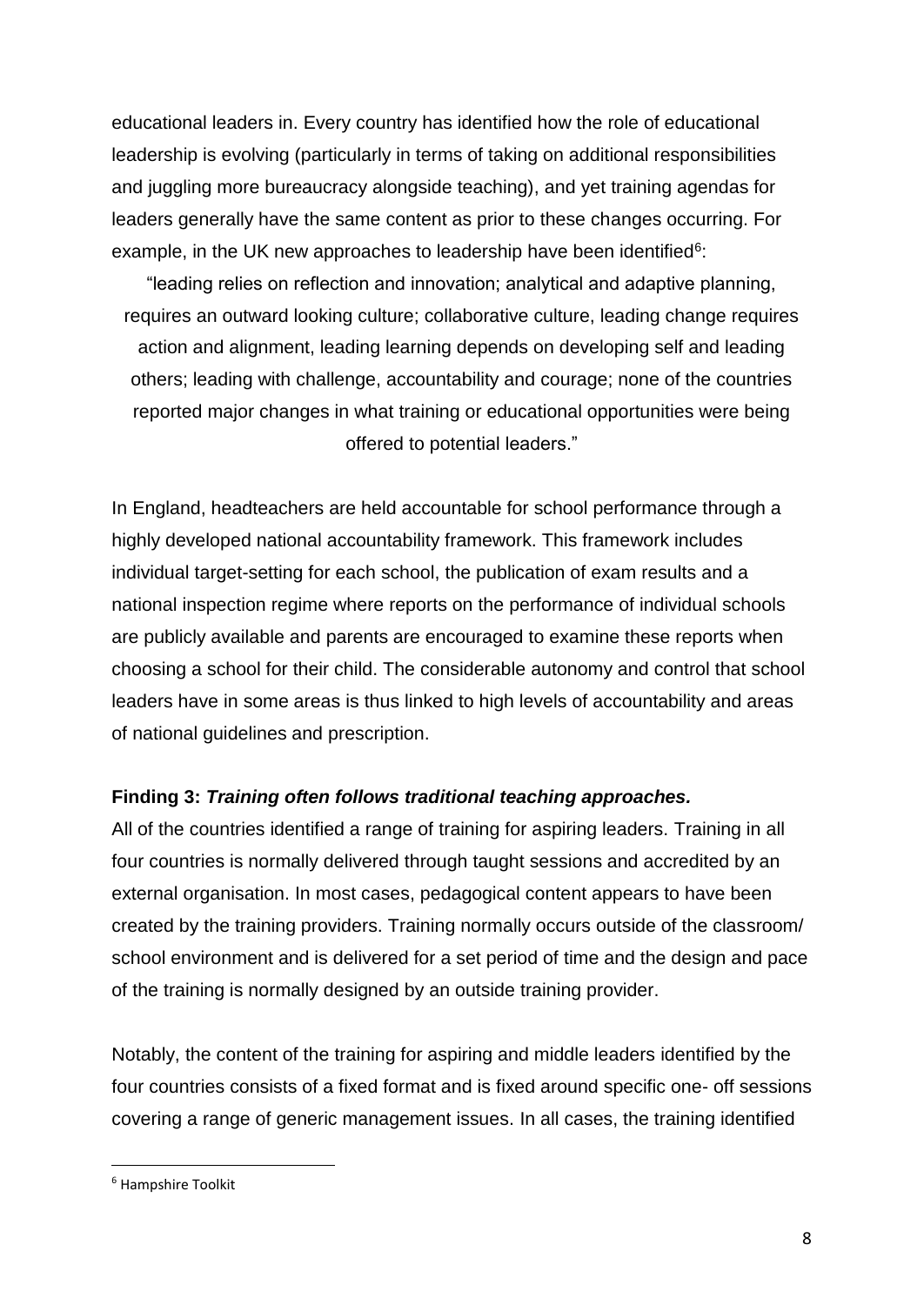educational leaders in. Every country has identified how the role of educational leadership is evolving (particularly in terms of taking on additional responsibilities and juggling more bureaucracy alongside teaching), and yet training agendas for leaders generally have the same content as prior to these changes occurring. For example, in the UK new approaches to leadership have been identified[6]:

> "leading relies on reflection and innovation; analytical and adaptive planning, requires an outward looking culture; collaborative culture, leading change requires action and alignment, leading learning depends on developing self and leading others; leading with challenge, accountability and courage; none of the countries reported major changes in what training or educational opportunities were being offered to potential leaders."

In England, headteachers are held accountable for school performance through a highly developed national accountability framework. This framework includes individual target-setting for each school, the publication of exam results and a national inspection regime where reports on the performance of individual schools are publicly available and parents are encouraged to examine these reports when choosing a school for their child. The considerable autonomy and control that school leaders have in some areas is thus linked to high levels of accountability and areas of national guidelines and prescription.

**Finding 3:** ***Training often follows traditional teaching approaches.***

All of the countries identified a range of training for aspiring leaders. Training in all four countries is normally delivered through taught sessions and accredited by an external organisation. In most cases, pedagogical content appears to have been created by the training providers. Training normally occurs outside of the classroom/ school environment and is delivered for a set period of time and the design and pace of the training is normally designed by an outside training provider.

Notably, the content of the training for aspiring and middle leaders identified by the four countries consists of a fixed format and is fixed around specific one- off sessions covering a range of generic management issues. In all cases, the training identified

---

[6] Hampshire Toolkit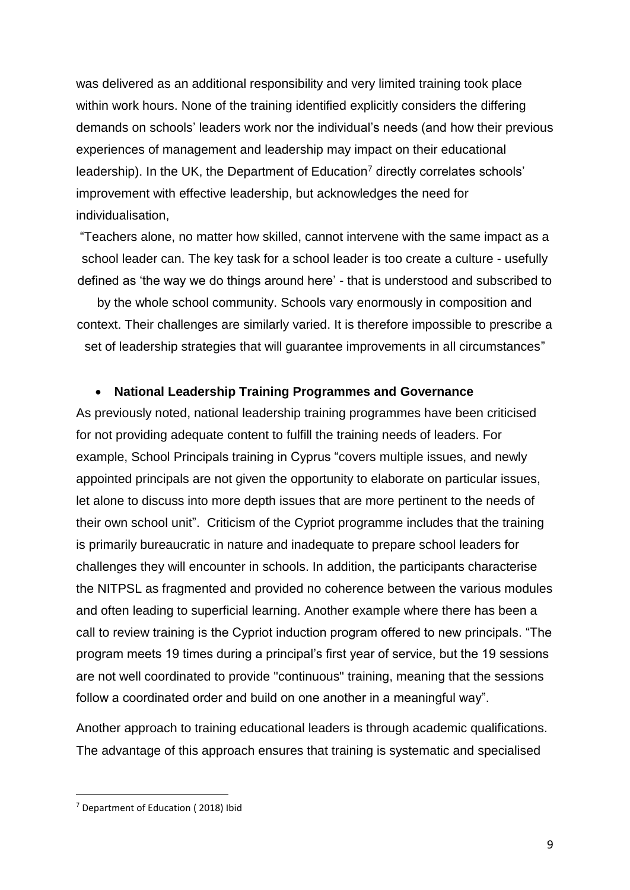was delivered as an additional responsibility and very limited training took place within work hours. None of the training identified explicitly considers the differing demands on schools' leaders work nor the individual's needs (and how their previous experiences of management and leadership may impact on their educational leadership). In the UK, the Department of Education[7] directly correlates schools' improvement with effective leadership, but acknowledges the need for individualisation,

"Teachers alone, no matter how skilled, cannot intervene with the same impact as a school leader can. The key task for a school leader is too create a culture - usefully defined as 'the way we do things around here' - that is understood and subscribed to by the whole school community. Schools vary enormously in composition and context. Their challenges are similarly varied. It is therefore impossible to prescribe a set of leadership strategies that will guarantee improvements in all circumstances"

- **National Leadership Training Programmes and Governance**

As previously noted, national leadership training programmes have been criticised for not providing adequate content to fulfill the training needs of leaders. For example, School Principals training in Cyprus "covers multiple issues, and newly appointed principals are not given the opportunity to elaborate on particular issues, let alone to discuss into more depth issues that are more pertinent to the needs of their own school unit". Criticism of the Cypriot programme includes that the training is primarily bureaucratic in nature and inadequate to prepare school leaders for challenges they will encounter in schools. In addition, the participants characterise the NITPSL as fragmented and provided no coherence between the various modules and often leading to superficial learning. Another example where there has been a call to review training is the Cypriot induction program offered to new principals. "The program meets 19 times during a principal's first year of service, but the 19 sessions are not well coordinated to provide "continuous" training, meaning that the sessions follow a coordinated order and build on one another in a meaningful way".

Another approach to training educational leaders is through academic qualifications. The advantage of this approach ensures that training is systematic and specialised

[7] Department of Education ( 2018) Ibid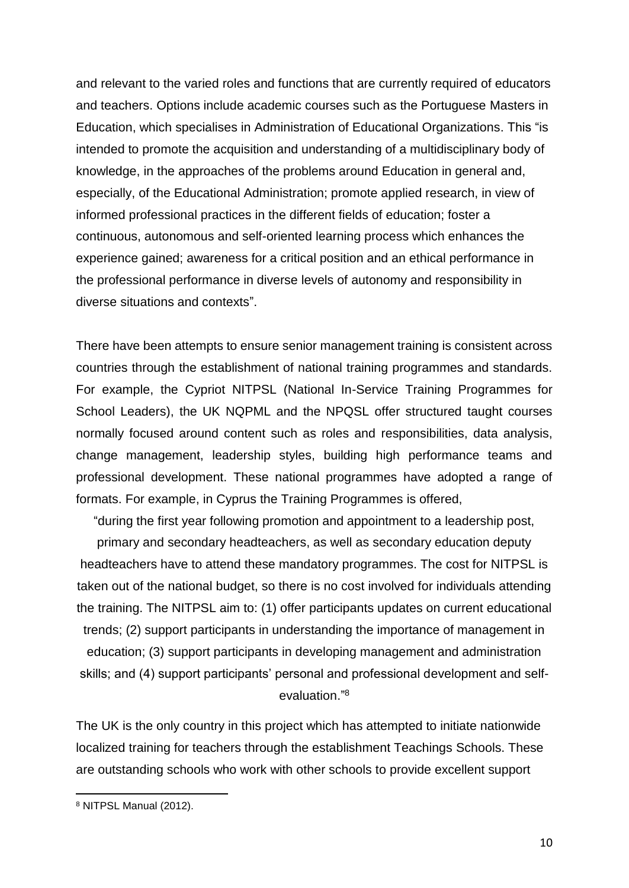and relevant to the varied roles and functions that are currently required of educators and teachers. Options include academic courses such as the Portuguese Masters in Education, which specialises in Administration of Educational Organizations. This "is intended to promote the acquisition and understanding of a multidisciplinary body of knowledge, in the approaches of the problems around Education in general and, especially, of the Educational Administration; promote applied research, in view of informed professional practices in the different fields of education; foster a continuous, autonomous and self-oriented learning process which enhances the experience gained; awareness for a critical position and an ethical performance in the professional performance in diverse levels of autonomy and responsibility in diverse situations and contexts".

There have been attempts to ensure senior management training is consistent across countries through the establishment of national training programmes and standards. For example, the Cypriot NITPSL (National In-Service Training Programmes for School Leaders), the UK NQPML and the NPQSL offer structured taught courses normally focused around content such as roles and responsibilities, data analysis, change management, leadership styles, building high performance teams and professional development. These national programmes have adopted a range of formats. For example, in Cyprus the Training Programmes is offered,

> "during the first year following promotion and appointment to a leadership post, primary and secondary headteachers, as well as secondary education deputy headteachers have to attend these mandatory programmes. The cost for NITPSL is taken out of the national budget, so there is no cost involved for individuals attending the training. The NITPSL aim to: (1) offer participants updates on current educational trends; (2) support participants in understanding the importance of management in education; (3) support participants in developing management and administration skills; and (4) support participants' personal and professional development and self-evaluation."[8]

The UK is the only country in this project which has attempted to initiate nationwide localized training for teachers through the establishment Teachings Schools. These are outstanding schools who work with other schools to provide excellent support

[8] NITPSL Manual (2012).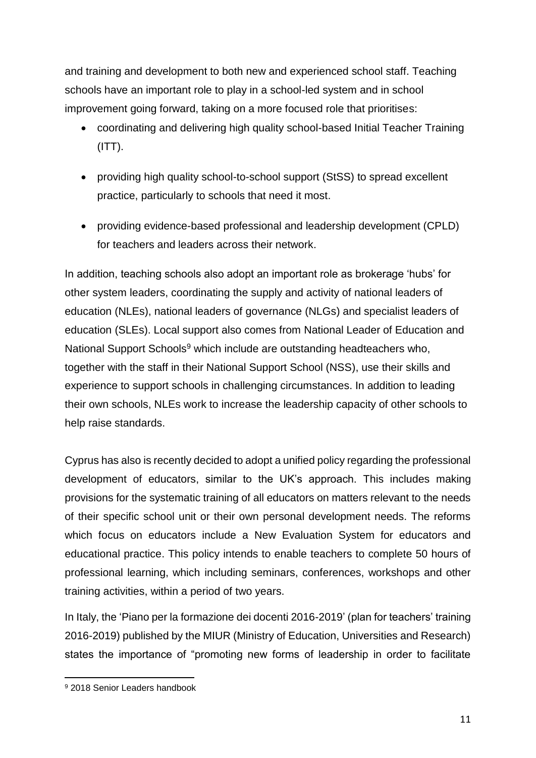and training and development to both new and experienced school staff. Teaching schools have an important role to play in a school-led system and in school improvement going forward, taking on a more focused role that prioritises:

- coordinating and delivering high quality school-based Initial Teacher Training (ITT).
- providing high quality school-to-school support (StSS) to spread excellent practice, particularly to schools that need it most.
- providing evidence-based professional and leadership development (CPLD) for teachers and leaders across their network.

In addition, teaching schools also adopt an important role as brokerage 'hubs' for other system leaders, coordinating the supply and activity of national leaders of education (NLEs), national leaders of governance (NLGs) and specialist leaders of education (SLEs). Local support also comes from National Leader of Education and National Support Schools[9] which include are outstanding headteachers who, together with the staff in their National Support School (NSS), use their skills and experience to support schools in challenging circumstances. In addition to leading their own schools, NLEs work to increase the leadership capacity of other schools to help raise standards.

Cyprus has also is recently decided to adopt a unified policy regarding the professional development of educators, similar to the UK's approach. This includes making provisions for the systematic training of all educators on matters relevant to the needs of their specific school unit or their own personal development needs. The reforms which focus on educators include a New Evaluation System for educators and educational practice. This policy intends to enable teachers to complete 50 hours of professional learning, which including seminars, conferences, workshops and other training activities, within a period of two years.

In Italy, the 'Piano per la formazione dei docenti 2016-2019' (plan for teachers' training 2016-2019) published by the MIUR (Ministry of Education, Universities and Research) states the importance of "promoting new forms of leadership in order to facilitate

[9] 2018 Senior Leaders handbook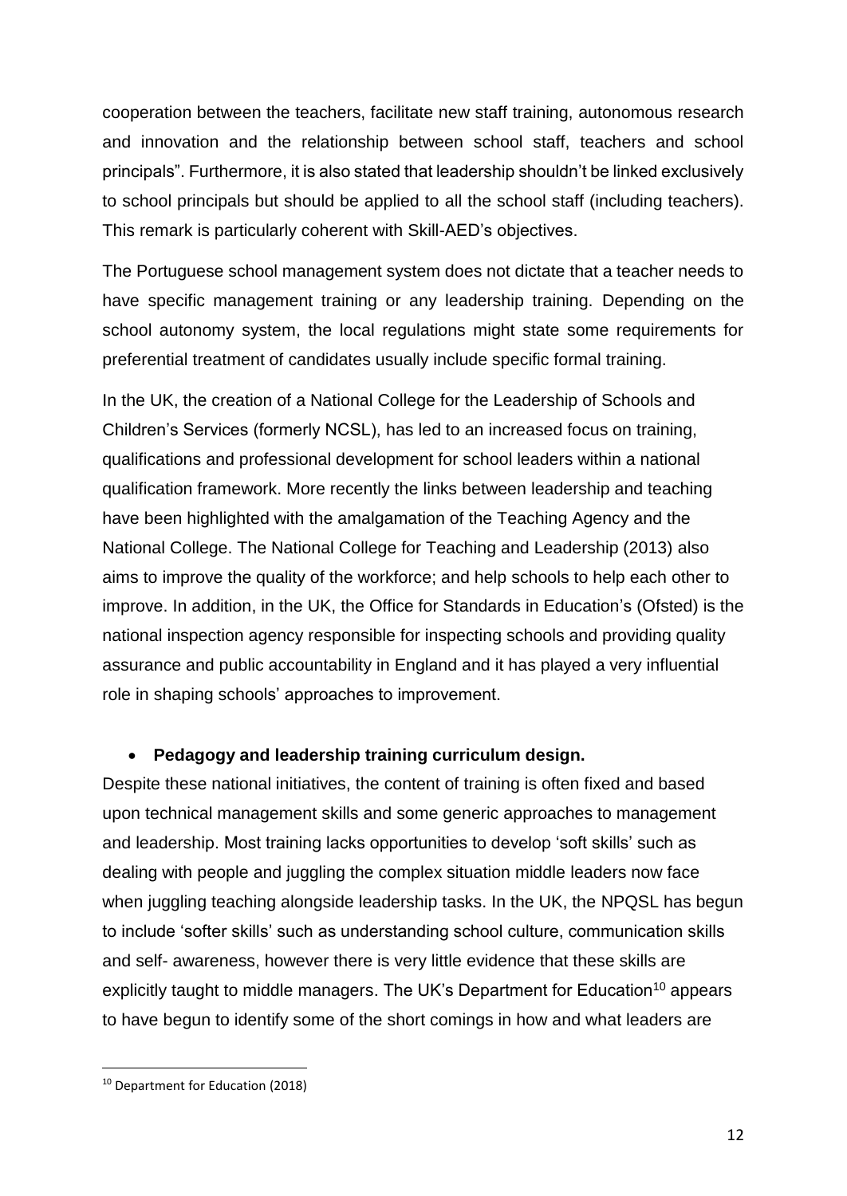cooperation between the teachers, facilitate new staff training, autonomous research and innovation and the relationship between school staff, teachers and school principals". Furthermore, it is also stated that leadership shouldn't be linked exclusively to school principals but should be applied to all the school staff (including teachers). This remark is particularly coherent with Skill-AED's objectives.

The Portuguese school management system does not dictate that a teacher needs to have specific management training or any leadership training. Depending on the school autonomy system, the local regulations might state some requirements for preferential treatment of candidates usually include specific formal training.

In the UK, the creation of a National College for the Leadership of Schools and Children's Services (formerly NCSL), has led to an increased focus on training, qualifications and professional development for school leaders within a national qualification framework. More recently the links between leadership and teaching have been highlighted with the amalgamation of the Teaching Agency and the National College. The National College for Teaching and Leadership (2013) also aims to improve the quality of the workforce; and help schools to help each other to improve. In addition, in the UK, the Office for Standards in Education's (Ofsted) is the national inspection agency responsible for inspecting schools and providing quality assurance and public accountability in England and it has played a very influential role in shaping schools' approaches to improvement.

- **Pedagogy and leadership training curriculum design.**

Despite these national initiatives, the content of training is often fixed and based upon technical management skills and some generic approaches to management and leadership. Most training lacks opportunities to develop 'soft skills' such as dealing with people and juggling the complex situation middle leaders now face when juggling teaching alongside leadership tasks. In the UK, the NPQSL has begun to include 'softer skills' such as understanding school culture, communication skills and self- awareness, however there is very little evidence that these skills are explicitly taught to middle managers. The UK's Department for Education[10] appears to have begun to identify some of the short comings in how and what leaders are

[10] Department for Education (2018)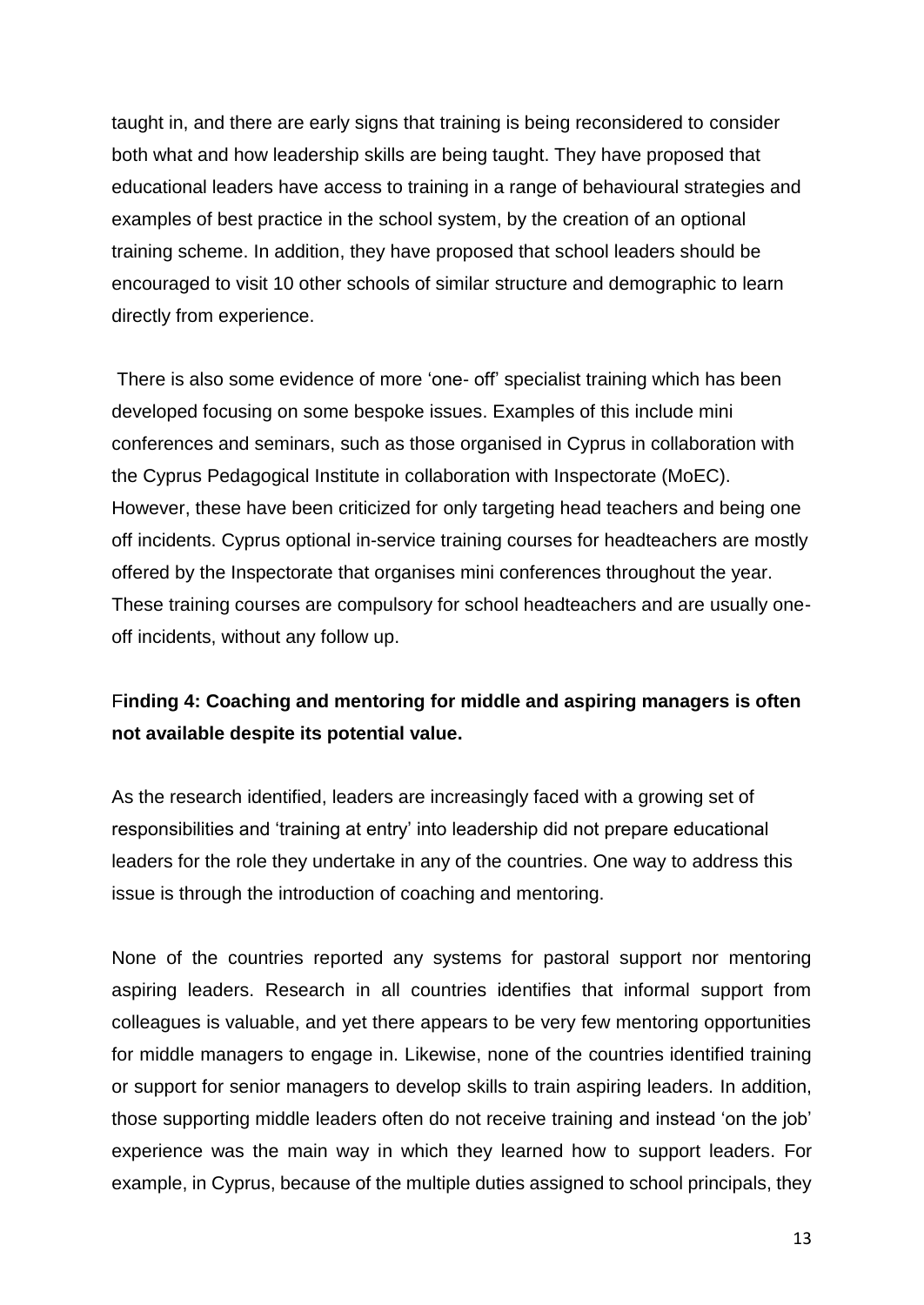taught in, and there are early signs that training is being reconsidered to consider both what and how leadership skills are being taught. They have proposed that educational leaders have access to training in a range of behavioural strategies and examples of best practice in the school system, by the creation of an optional training scheme. In addition, they have proposed that school leaders should be encouraged to visit 10 other schools of similar structure and demographic to learn directly from experience.

There is also some evidence of more 'one- off' specialist training which has been developed focusing on some bespoke issues. Examples of this include mini conferences and seminars, such as those organised in Cyprus in collaboration with the Cyprus Pedagogical Institute in collaboration with Inspectorate (MoEC). However, these have been criticized for only targeting head teachers and being one off incidents. Cyprus optional in-service training courses for headteachers are mostly offered by the Inspectorate that organises mini conferences throughout the year. These training courses are compulsory for school headteachers and are usually one-off incidents, without any follow up.

**Finding 4: Coaching and mentoring for middle and aspiring managers is often not available despite its potential value.**

As the research identified, leaders are increasingly faced with a growing set of responsibilities and 'training at entry' into leadership did not prepare educational leaders for the role they undertake in any of the countries. One way to address this issue is through the introduction of coaching and mentoring.

None of the countries reported any systems for pastoral support nor mentoring aspiring leaders. Research in all countries identifies that informal support from colleagues is valuable, and yet there appears to be very few mentoring opportunities for middle managers to engage in. Likewise, none of the countries identified training or support for senior managers to develop skills to train aspiring leaders. In addition, those supporting middle leaders often do not receive training and instead 'on the job' experience was the main way in which they learned how to support leaders. For example, in Cyprus, because of the multiple duties assigned to school principals, they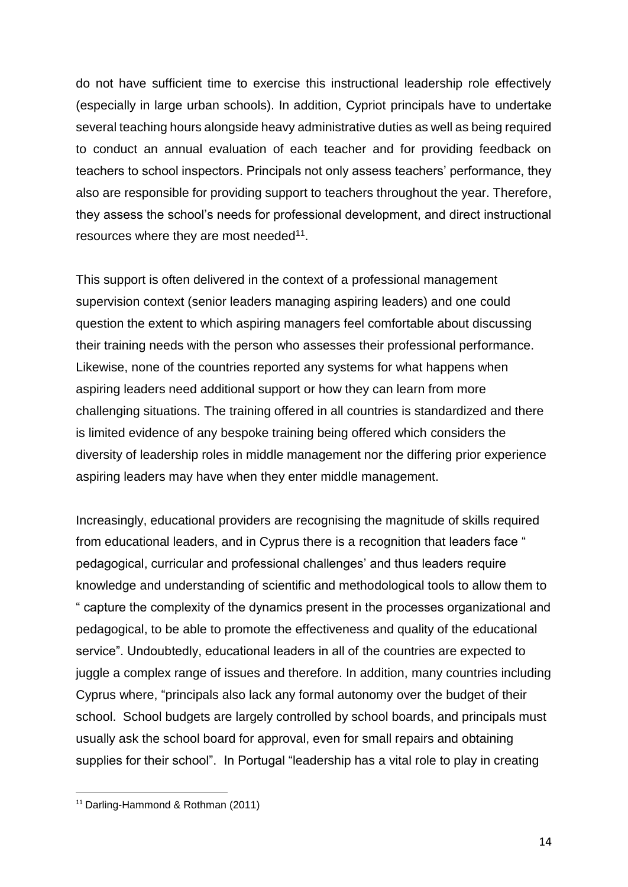do not have sufficient time to exercise this instructional leadership role effectively (especially in large urban schools). In addition, Cypriot principals have to undertake several teaching hours alongside heavy administrative duties as well as being required to conduct an annual evaluation of each teacher and for providing feedback on teachers to school inspectors. Principals not only assess teachers' performance, they also are responsible for providing support to teachers throughout the year. Therefore, they assess the school's needs for professional development, and direct instructional resources where they are most needed[11].

This support is often delivered in the context of a professional management supervision context (senior leaders managing aspiring leaders) and one could question the extent to which aspiring managers feel comfortable about discussing their training needs with the person who assesses their professional performance. Likewise, none of the countries reported any systems for what happens when aspiring leaders need additional support or how they can learn from more challenging situations. The training offered in all countries is standardized and there is limited evidence of any bespoke training being offered which considers the diversity of leadership roles in middle management nor the differing prior experience aspiring leaders may have when they enter middle management.

Increasingly, educational providers are recognising the magnitude of skills required from educational leaders, and in Cyprus there is a recognition that leaders face " pedagogical, curricular and professional challenges' and thus leaders require knowledge and understanding of scientific and methodological tools to allow them to " capture the complexity of the dynamics present in the processes organizational and pedagogical, to be able to promote the effectiveness and quality of the educational service". Undoubtedly, educational leaders in all of the countries are expected to juggle a complex range of issues and therefore. In addition, many countries including Cyprus where, "principals also lack any formal autonomy over the budget of their school. School budgets are largely controlled by school boards, and principals must usually ask the school board for approval, even for small repairs and obtaining supplies for their school". In Portugal "leadership has a vital role to play in creating

[11] Darling-Hammond & Rothman (2011)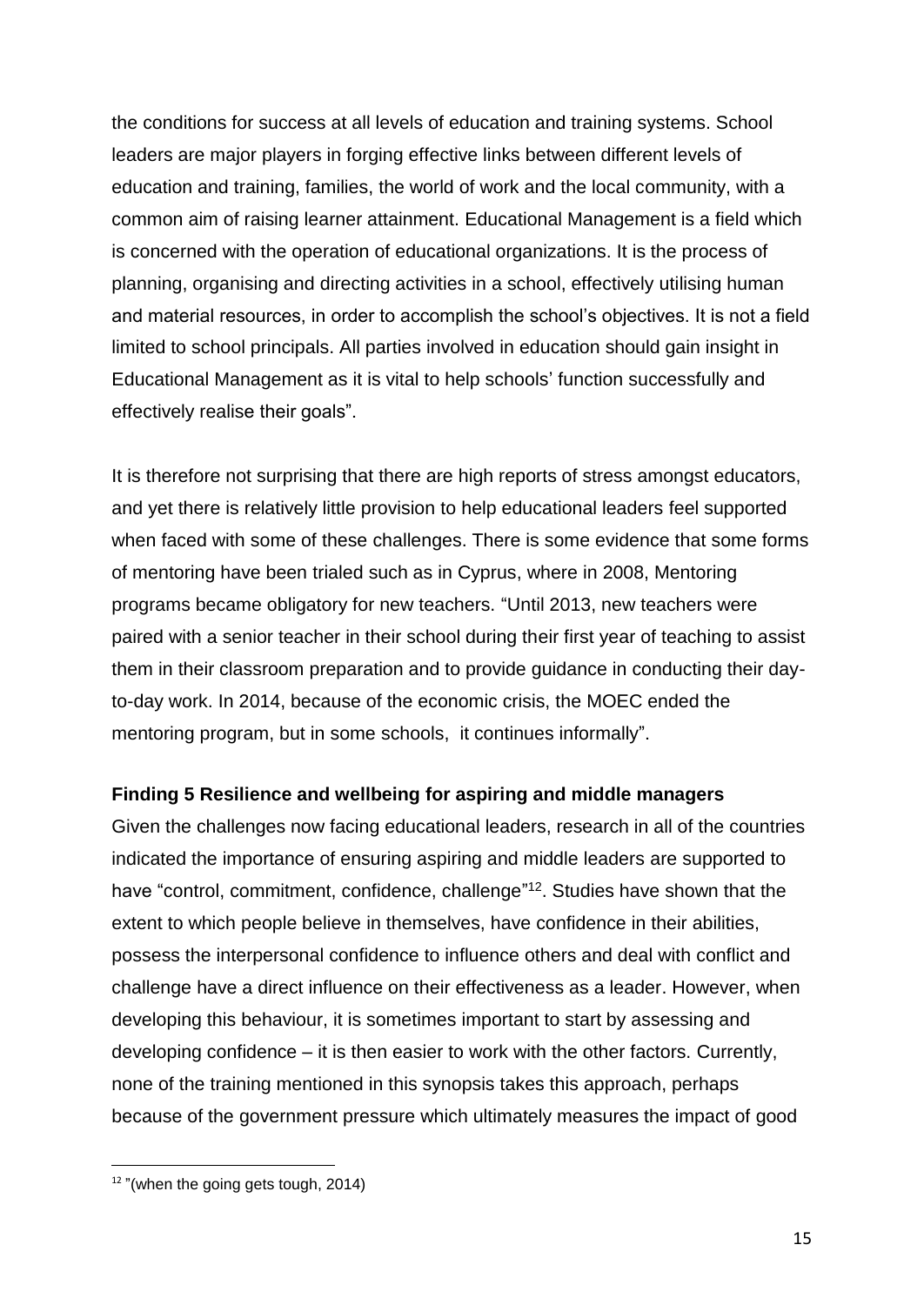the conditions for success at all levels of education and training systems. School leaders are major players in forging effective links between different levels of education and training, families, the world of work and the local community, with a common aim of raising learner attainment. Educational Management is a field which is concerned with the operation of educational organizations. It is the process of planning, organising and directing activities in a school, effectively utilising human and material resources, in order to accomplish the school's objectives. It is not a field limited to school principals. All parties involved in education should gain insight in Educational Management as it is vital to help schools' function successfully and effectively realise their goals".

It is therefore not surprising that there are high reports of stress amongst educators, and yet there is relatively little provision to help educational leaders feel supported when faced with some of these challenges. There is some evidence that some forms of mentoring have been trialed such as in Cyprus, where in 2008, Mentoring programs became obligatory for new teachers. "Until 2013, new teachers were paired with a senior teacher in their school during their first year of teaching to assist them in their classroom preparation and to provide guidance in conducting their day-to-day work. In 2014, because of the economic crisis, the MOEC ended the mentoring program, but in some schools,  it continues informally".

**Finding 5 Resilience and wellbeing for aspiring and middle managers**

Given the challenges now facing educational leaders, research in all of the countries indicated the importance of ensuring aspiring and middle leaders are supported to have "control, commitment, confidence, challenge"[12]. Studies have shown that the extent to which people believe in themselves, have confidence in their abilities, possess the interpersonal confidence to influence others and deal with conflict and challenge have a direct influence on their effectiveness as a leader. However, when developing this behaviour, it is sometimes important to start by assessing and developing confidence – it is then easier to work with the other factors. Currently, none of the training mentioned in this synopsis takes this approach, perhaps because of the government pressure which ultimately measures the impact of good

[12] "(when the going gets tough, 2014)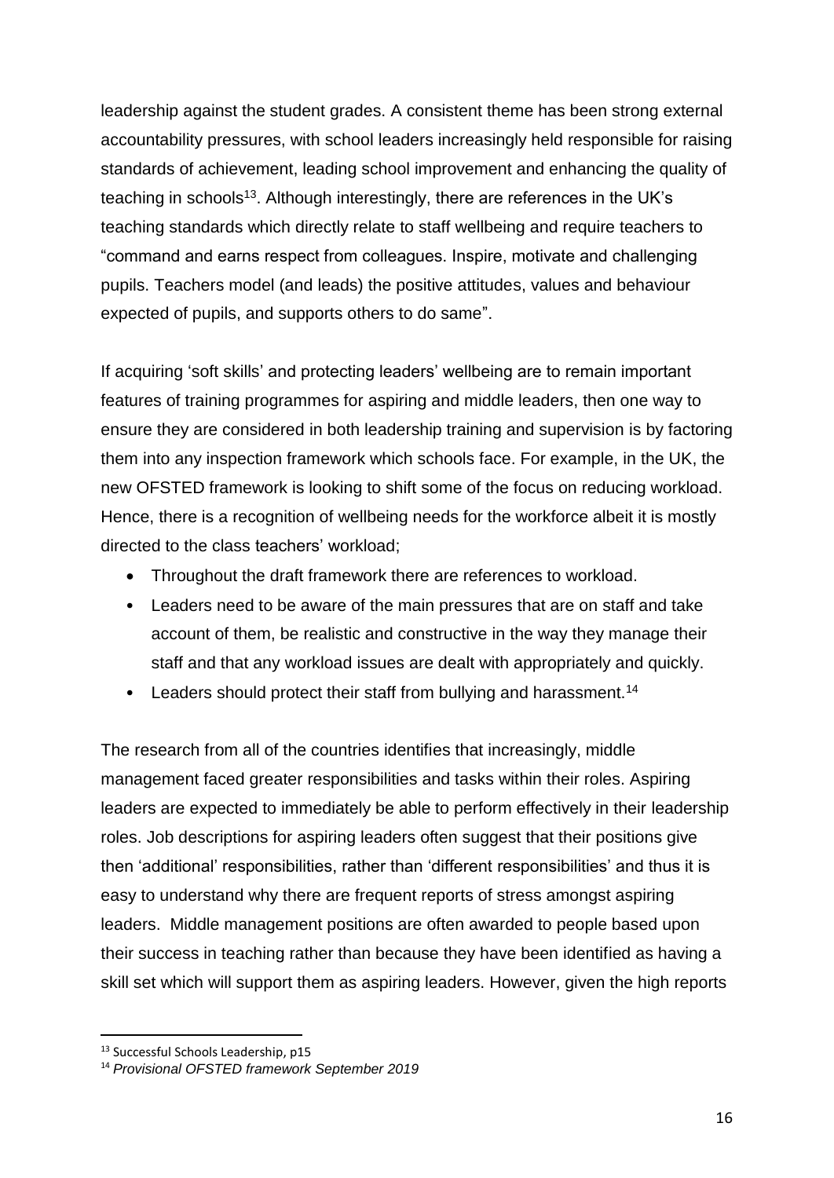leadership against the student grades. A consistent theme has been strong external accountability pressures, with school leaders increasingly held responsible for raising standards of achievement, leading school improvement and enhancing the quality of teaching in schools[13]. Although interestingly, there are references in the UK's teaching standards which directly relate to staff wellbeing and require teachers to "command and earns respect from colleagues. Inspire, motivate and challenging pupils. Teachers model (and leads) the positive attitudes, values and behaviour expected of pupils, and supports others to do same".

If acquiring 'soft skills' and protecting leaders' wellbeing are to remain important features of training programmes for aspiring and middle leaders, then one way to ensure they are considered in both leadership training and supervision is by factoring them into any inspection framework which schools face. For example, in the UK, the new OFSTED framework is looking to shift some of the focus on reducing workload. Hence, there is a recognition of wellbeing needs for the workforce albeit it is mostly directed to the class teachers' workload;

- Throughout the draft framework there are references to workload.
- Leaders need to be aware of the main pressures that are on staff and take account of them, be realistic and constructive in the way they manage their staff and that any workload issues are dealt with appropriately and quickly.
- Leaders should protect their staff from bullying and harassment.[14]

The research from all of the countries identifies that increasingly, middle management faced greater responsibilities and tasks within their roles. Aspiring leaders are expected to immediately be able to perform effectively in their leadership roles. Job descriptions for aspiring leaders often suggest that their positions give then 'additional' responsibilities, rather than 'different responsibilities' and thus it is easy to understand why there are frequent reports of stress amongst aspiring leaders. Middle management positions are often awarded to people based upon their success in teaching rather than because they have been identified as having a skill set which will support them as aspiring leaders. However, given the high reports

[13] Successful Schools Leadership, p15

[14] *Provisional OFSTED framework September 2019*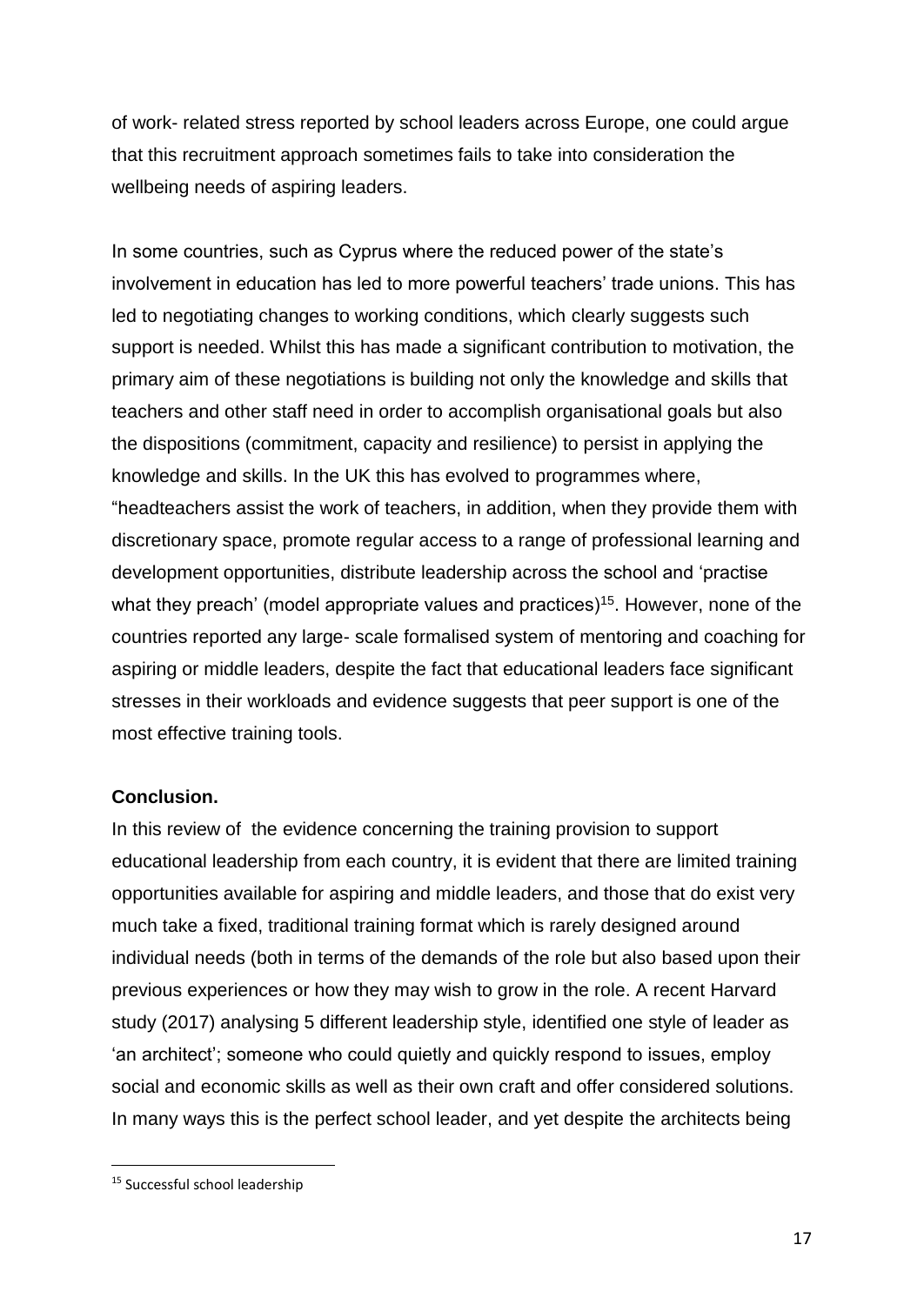of work- related stress reported by school leaders across Europe, one could argue that this recruitment approach sometimes fails to take into consideration the wellbeing needs of aspiring leaders.

In some countries, such as Cyprus where the reduced power of the state's involvement in education has led to more powerful teachers' trade unions. This has led to negotiating changes to working conditions, which clearly suggests such support is needed. Whilst this has made a significant contribution to motivation, the primary aim of these negotiations is building not only the knowledge and skills that teachers and other staff need in order to accomplish organisational goals but also the dispositions (commitment, capacity and resilience) to persist in applying the knowledge and skills. In the UK this has evolved to programmes where, "headteachers assist the work of teachers, in addition, when they provide them with discretionary space, promote regular access to a range of professional learning and development opportunities, distribute leadership across the school and 'practise what they preach' (model appropriate values and practices)[15]. However, none of the countries reported any large- scale formalised system of mentoring and coaching for aspiring or middle leaders, despite the fact that educational leaders face significant stresses in their workloads and evidence suggests that peer support is one of the most effective training tools.

**Conclusion.**

In this review of the evidence concerning the training provision to support educational leadership from each country, it is evident that there are limited training opportunities available for aspiring and middle leaders, and those that do exist very much take a fixed, traditional training format which is rarely designed around individual needs (both in terms of the demands of the role but also based upon their previous experiences or how they may wish to grow in the role. A recent Harvard study (2017) analysing 5 different leadership style, identified one style of leader as 'an architect'; someone who could quietly and quickly respond to issues, employ social and economic skills as well as their own craft and offer considered solutions. In many ways this is the perfect school leader, and yet despite the architects being

[15] Successful school leadership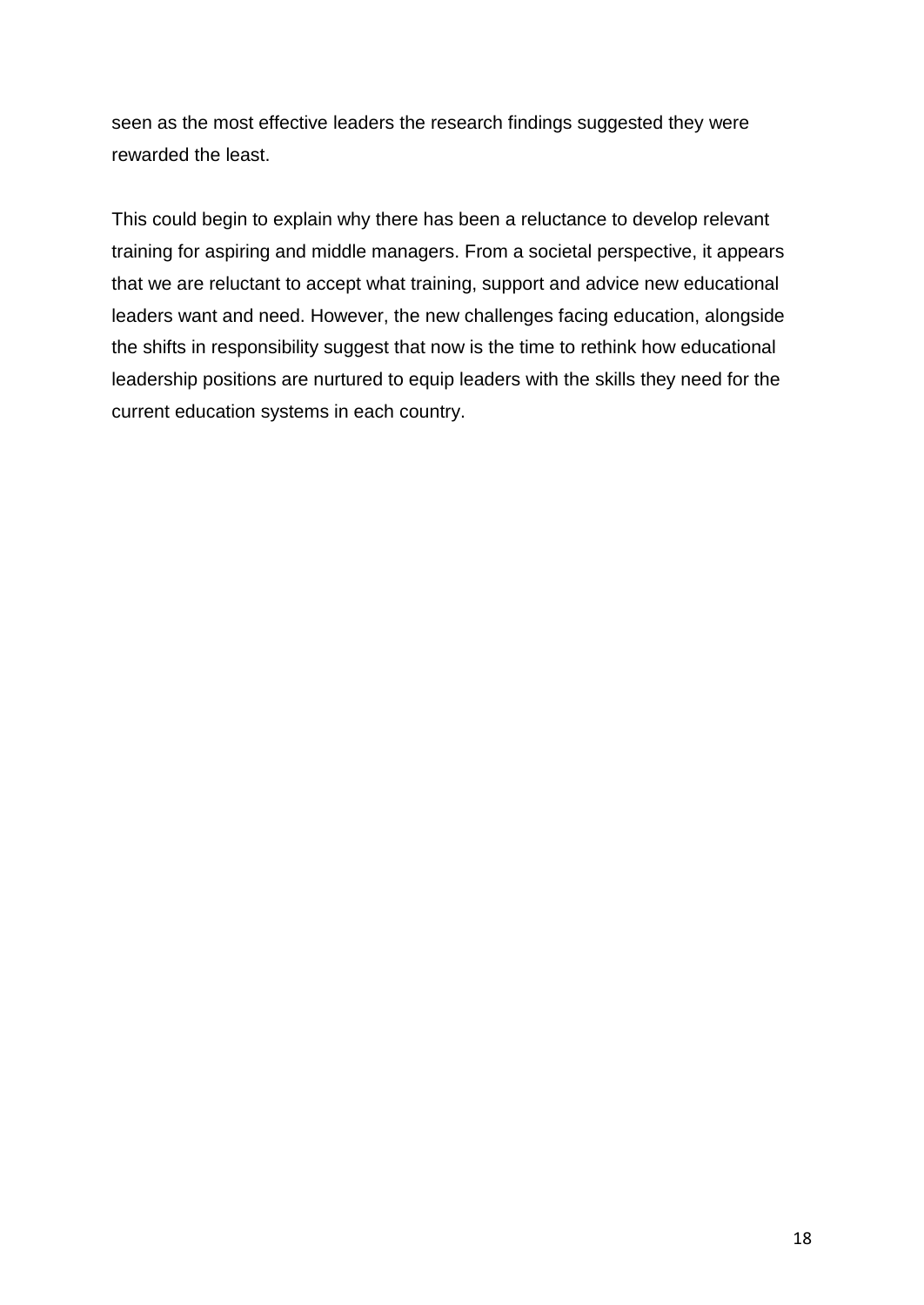seen as the most effective leaders the research findings suggested they were rewarded the least.

This could begin to explain why there has been a reluctance to develop relevant training for aspiring and middle managers. From a societal perspective, it appears that we are reluctant to accept what training, support and advice new educational leaders want and need. However, the new challenges facing education, alongside the shifts in responsibility suggest that now is the time to rethink how educational leadership positions are nurtured to equip leaders with the skills they need for the current education systems in each country.